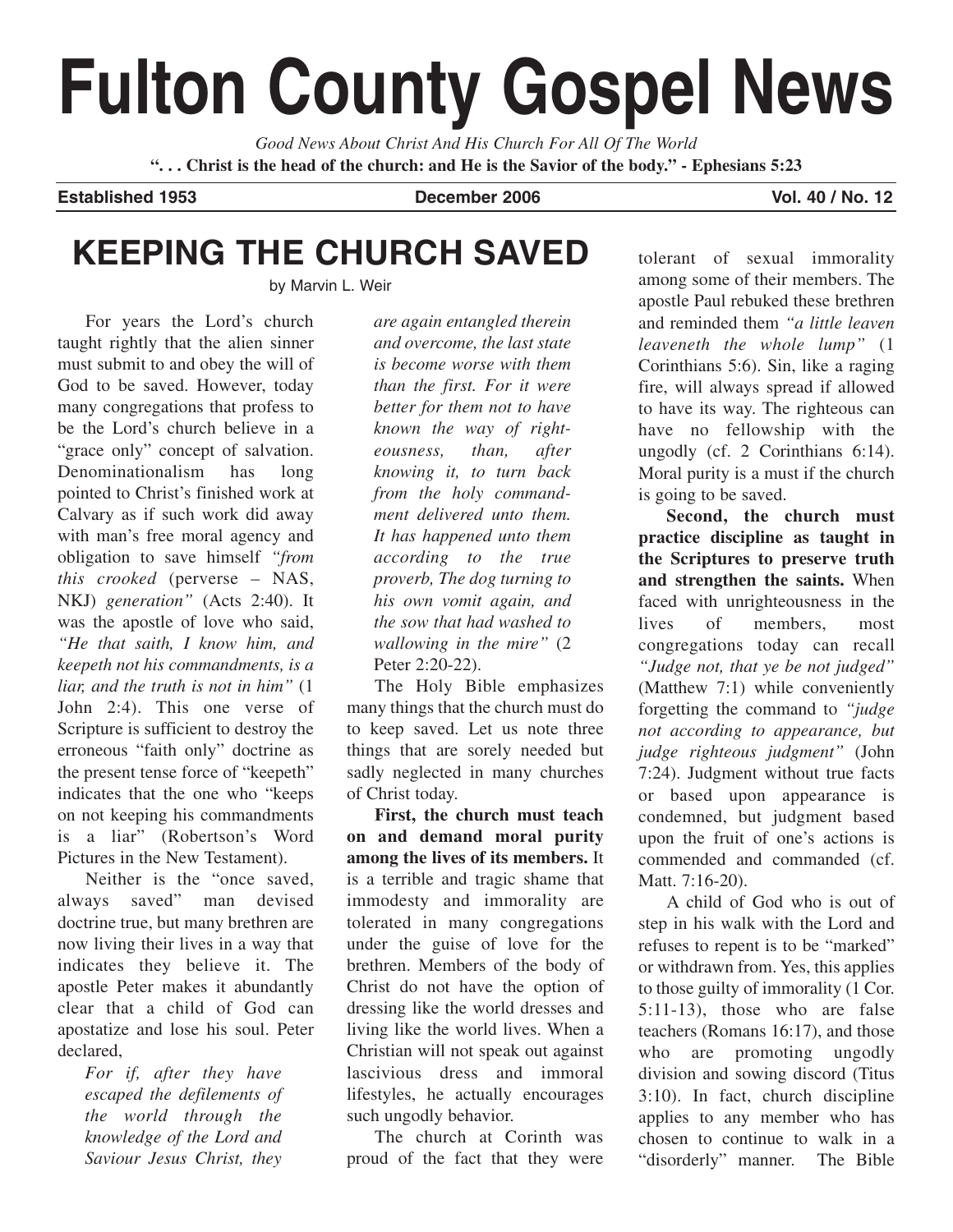# Fulton County Gospel News

*Good News About Christ And His Church For All Of The World*

**". . . Christ is the head of the church: and He is the Savior of the body." - Ephesians 5:23**

**Established 1953** | **December 2006** | **Vol. 40 / No. 12**

## KEEPING THE CHURCH SAVED

by Marvin L. Weir

For years the Lord's church taught rightly that the alien sinner must submit to and obey the will of God to be saved. However, today many congregations that profess to be the Lord's church believe in a "grace only" concept of salvation. Denominationalism has long pointed to Christ's finished work at Calvary as if such work did away with man's free moral agency and obligation to save himself *"from this crooked* (perverse – NAS, NKJ) *generation"* (Acts 2:40). It was the apostle of love who said, *"He that saith, I know him, and keepeth not his commandments, is a liar, and the truth is not in him"* (1 John 2:4). This one verse of Scripture is sufficient to destroy the erroneous "faith only" doctrine as the present tense force of "keepeth" indicates that the one who "keeps on not keeping his commandments is a liar" (Robertson's Word Pictures in the New Testament).

Neither is the "once saved, always saved" man devised doctrine true, but many brethren are now living their lives in a way that indicates they believe it. The apostle Peter makes it abundantly clear that a child of God can apostatize and lose his soul. Peter declared,

> *For if, after they have escaped the defilements of the world through the knowledge of the Lord and Saviour Jesus Christ, they are again entangled therein and overcome, the last state is become worse with them than the first. For it were better for them not to have known the way of righteousness, than, after knowing it, to turn back from the holy commandment delivered unto them. It has happened unto them according to the true proverb, The dog turning to his own vomit again, and the sow that had washed to wallowing in the mire"* (2 Peter 2:20-22).

The Holy Bible emphasizes many things that the church must do to keep saved. Let us note three things that are sorely needed but sadly neglected in many churches of Christ today.

**First, the church must teach on and demand moral purity among the lives of its members.** It is a terrible and tragic shame that immodesty and immorality are tolerated in many congregations under the guise of love for the brethren. Members of the body of Christ do not have the option of dressing like the world dresses and living like the world lives. When a Christian will not speak out against lascivious dress and immoral lifestyles, he actually encourages such ungodly behavior.

The church at Corinth was proud of the fact that they were tolerant of sexual immorality among some of their members. The apostle Paul rebuked these brethren and reminded them *"a little leaven leaveneth the whole lump"* (1 Corinthians 5:6). Sin, like a raging fire, will always spread if allowed to have its way. The righteous can have no fellowship with the ungodly (cf. 2 Corinthians 6:14). Moral purity is a must if the church is going to be saved.

**Second, the church must practice discipline as taught in the Scriptures to preserve truth and strengthen the saints.** When faced with unrighteousness in the lives of members, most congregations today can recall *"Judge not, that ye be not judged"* (Matthew 7:1) while conveniently forgetting the command to *"judge not according to appearance, but judge righteous judgment"* (John 7:24). Judgment without true facts or based upon appearance is condemned, but judgment based upon the fruit of one's actions is commended and commanded (cf. Matt. 7:16-20).

A child of God who is out of step in his walk with the Lord and refuses to repent is to be "marked" or withdrawn from. Yes, this applies to those guilty of immorality (1 Cor. 5:11-13), those who are false teachers (Romans 16:17), and those who are promoting ungodly division and sowing discord (Titus 3:10). In fact, church discipline applies to any member who has chosen to continue to walk in a "disorderly" manner. The Bible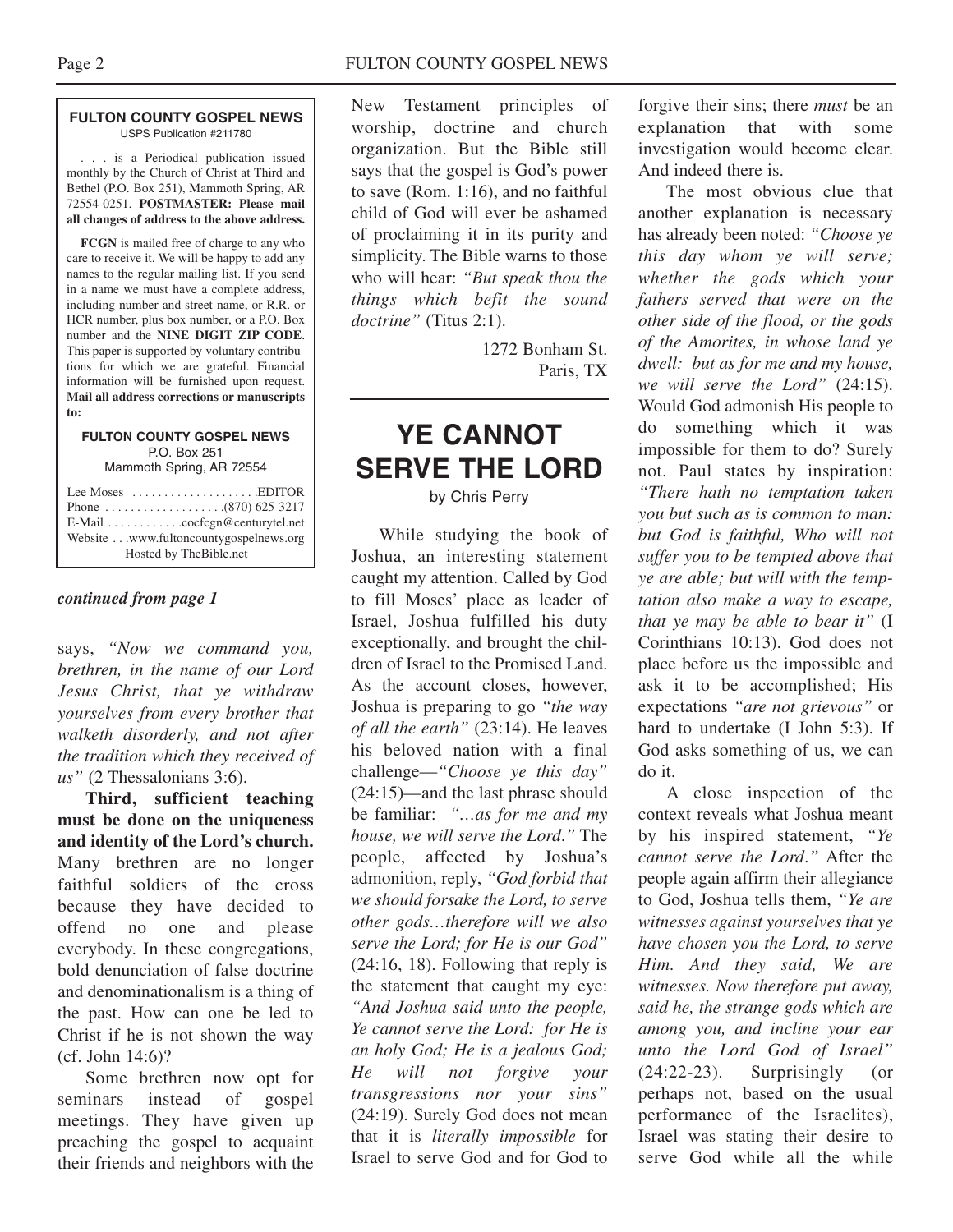**FULTON COUNTY GOSPEL NEWS**
USPS Publication #211780

. . . is a Periodical publication issued monthly by the Church of Christ at Third and Bethel (P.O. Box 251), Mammoth Spring, AR 72554-0251. **POSTMASTER: Please mail all changes of address to the above address.**

**FCGN** is mailed free of charge to any who care to receive it. We will be happy to add any names to the regular mailing list. If you send in a name we must have a complete address, including number and street name, or R.R. or HCR number, plus box number, or a P.O. Box number and the **NINE DIGIT ZIP CODE**. This paper is supported by voluntary contributions for which we are grateful. Financial information will be furnished upon request. **Mail all address corrections or manuscripts to:**

**FULTON COUNTY GOSPEL NEWS**
P.O. Box 251
Mammoth Spring, AR 72554

Lee Moses . . . . . . . . . . . . . . . . . . . .EDITOR
Phone . . . . . . . . . . . . . . . . . . .(870) 625-3217
E-Mail . . . . . . . . . . . .cocfcgn@centurytel.net
Website . . .www.fultoncountygospelnews.org
Hosted by TheBible.net

***continued from page 1***

says, *"Now we command you, brethren, in the name of our Lord Jesus Christ, that ye withdraw yourselves from every brother that walketh disorderly, and not after the tradition which they received of us"* (2 Thessalonians 3:6).

**Third, sufficient teaching must be done on the uniqueness and identity of the Lord's church.** Many brethren are no longer faithful soldiers of the cross because they have decided to offend no one and please everybody. In these congregations, bold denunciation of false doctrine and denominationalism is a thing of the past. How can one be led to Christ if he is not shown the way (cf. John 14:6)?

Some brethren now opt for seminars instead of gospel meetings. They have given up preaching the gospel to acquaint their friends and neighbors with the New Testament principles of worship, doctrine and church organization. But the Bible still says that the gospel is God's power to save (Rom. 1:16), and no faithful child of God will ever be ashamed of proclaiming it in its purity and simplicity. The Bible warns to those who will hear: *"But speak thou the things which befit the sound doctrine"* (Titus 2:1).

1272 Bonham St.
Paris, TX

# YE CANNOT SERVE THE LORD

by Chris Perry

While studying the book of Joshua, an interesting statement caught my attention. Called by God to fill Moses' place as leader of Israel, Joshua fulfilled his duty exceptionally, and brought the children of Israel to the Promised Land. As the account closes, however, Joshua is preparing to go *"the way of all the earth"* (23:14). He leaves his beloved nation with a final challenge—*"Choose ye this day"* (24:15)—and the last phrase should be familiar: *"…as for me and my house, we will serve the Lord."* The people, affected by Joshua's admonition, reply, *"God forbid that we should forsake the Lord, to serve other gods…therefore will we also serve the Lord; for He is our God"* (24:16, 18). Following that reply is the statement that caught my eye: *"And Joshua said unto the people, Ye cannot serve the Lord: for He is an holy God; He is a jealous God; He will not forgive your transgressions nor your sins"* (24:19). Surely God does not mean that it is *literally impossible* for Israel to serve God and for God to forgive their sins; there *must* be an explanation that with some investigation would become clear. And indeed there is.

The most obvious clue that another explanation is necessary has already been noted: *"Choose ye this day whom ye will serve; whether the gods which your fathers served that were on the other side of the flood, or the gods of the Amorites, in whose land ye dwell: but as for me and my house, we will serve the Lord"* (24:15). Would God admonish His people to do something which it was impossible for them to do? Surely not. Paul states by inspiration: *"There hath no temptation taken you but such as is common to man: but God is faithful, Who will not suffer you to be tempted above that ye are able; but will with the temptation also make a way to escape, that ye may be able to bear it"* (I Corinthians 10:13). God does not place before us the impossible and ask it to be accomplished; His expectations *"are not grievous"* or hard to undertake (I John 5:3). If God asks something of us, we can do it.

A close inspection of the context reveals what Joshua meant by his inspired statement, *"Ye cannot serve the Lord."* After the people again affirm their allegiance to God, Joshua tells them, *"Ye are witnesses against yourselves that ye have chosen you the Lord, to serve Him. And they said, We are witnesses. Now therefore put away, said he, the strange gods which are among you, and incline your ear unto the Lord God of Israel"* (24:22-23). Surprisingly (or perhaps not, based on the usual performance of the Israelites), Israel was stating their desire to serve God while all the while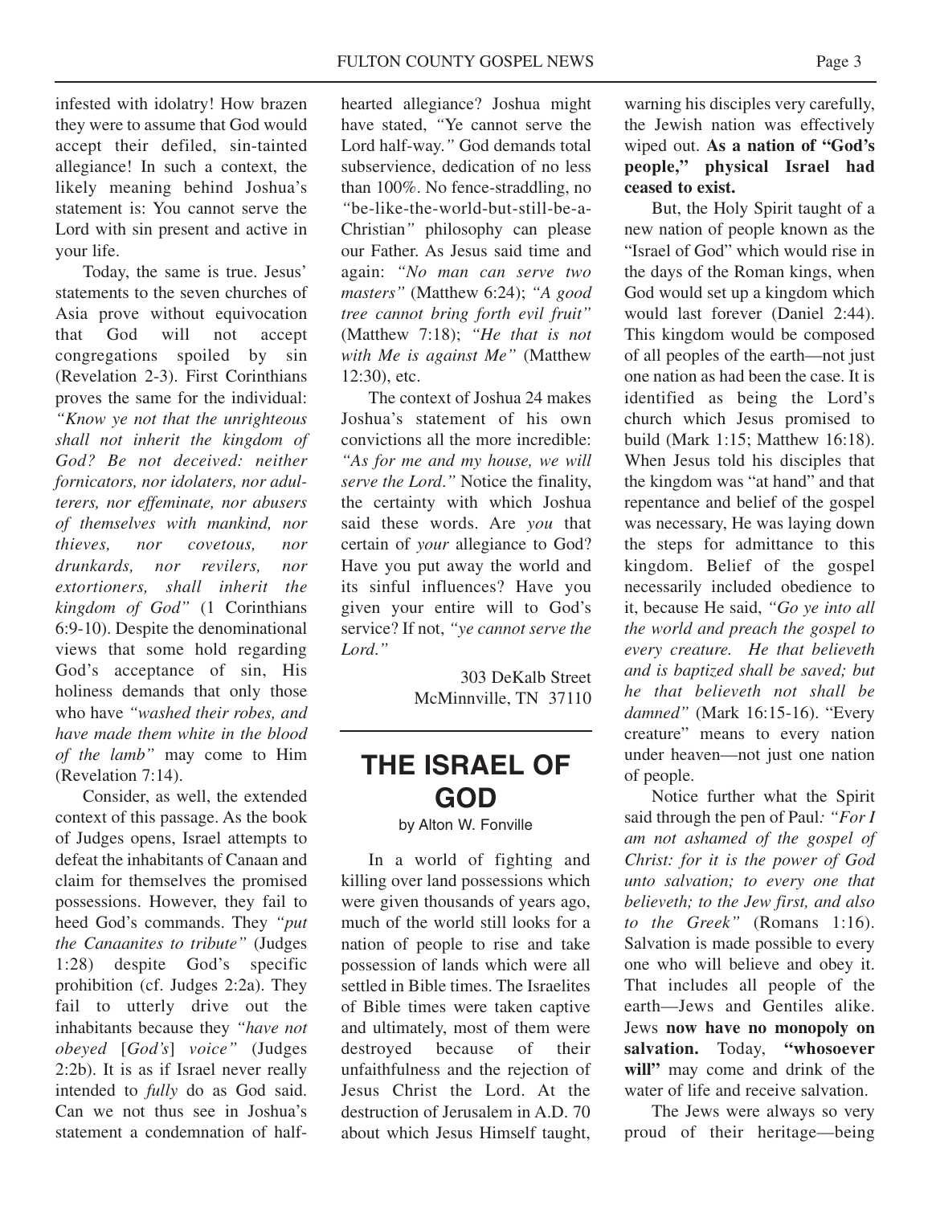infested with idolatry! How brazen they were to assume that God would accept their defiled, sin-tainted allegiance! In such a context, the likely meaning behind Joshua's statement is: You cannot serve the Lord with sin present and active in your life.

Today, the same is true. Jesus' statements to the seven churches of Asia prove without equivocation that God will not accept congregations spoiled by sin (Revelation 2-3). First Corinthians proves the same for the individual: *"Know ye not that the unrighteous shall not inherit the kingdom of God? Be not deceived: neither fornicators, nor idolaters, nor adulterers, nor effeminate, nor abusers of themselves with mankind, nor thieves, nor covetous, nor drunkards, nor revilers, nor extortioners, shall inherit the kingdom of God"* (1 Corinthians 6:9-10). Despite the denominational views that some hold regarding God's acceptance of sin, His holiness demands that only those who have *"washed their robes, and have made them white in the blood of the lamb"* may come to Him (Revelation 7:14).

Consider, as well, the extended context of this passage. As the book of Judges opens, Israel attempts to defeat the inhabitants of Canaan and claim for themselves the promised possessions. However, they fail to heed God's commands. They *"put the Canaanites to tribute"* (Judges 1:28) despite God's specific prohibition (cf. Judges 2:2a). They fail to utterly drive out the inhabitants because they *"have not obeyed* [*God's*] *voice"* (Judges 2:2b). It is as if Israel never really intended to *fully* do as God said. Can we not thus see in Joshua's statement a condemnation of half-hearted allegiance? Joshua might have stated, *"*Ye cannot serve the Lord half-way.*"* God demands total subservience, dedication of no less than 100%. No fence-straddling, no *"*be-like-the-world-but-still-be-a-Christian*"* philosophy can please our Father. As Jesus said time and again: *"No man can serve two masters"* (Matthew 6:24); *"A good tree cannot bring forth evil fruit"* (Matthew 7:18); *"He that is not with Me is against Me"* (Matthew 12:30), etc.

The context of Joshua 24 makes Joshua's statement of his own convictions all the more incredible: *"As for me and my house, we will serve the Lord."* Notice the finality, the certainty with which Joshua said these words. Are *you* that certain of *your* allegiance to God? Have you put away the world and its sinful influences? Have you given your entire will to God's service? If not, *"ye cannot serve the Lord."*

303 DeKalb Street
McMinnville, TN 37110

# THE ISRAEL OF GOD

by Alton W. Fonville

In a world of fighting and killing over land possessions which were given thousands of years ago, much of the world still looks for a nation of people to rise and take possession of lands which were all settled in Bible times. The Israelites of Bible times were taken captive and ultimately, most of them were destroyed because of their unfaithfulness and the rejection of Jesus Christ the Lord. At the destruction of Jerusalem in A.D. 70 about which Jesus Himself taught, warning his disciples very carefully, the Jewish nation was effectively wiped out. **As a nation of "God's people," physical Israel had ceased to exist.**

But, the Holy Spirit taught of a new nation of people known as the "Israel of God" which would rise in the days of the Roman kings, when God would set up a kingdom which would last forever (Daniel 2:44). This kingdom would be composed of all peoples of the earth—not just one nation as had been the case. It is identified as being the Lord's church which Jesus promised to build (Mark 1:15; Matthew 16:18). When Jesus told his disciples that the kingdom was "at hand" and that repentance and belief of the gospel was necessary, He was laying down the steps for admittance to this kingdom. Belief of the gospel necessarily included obedience to it, because He said, *"Go ye into all the world and preach the gospel to every creature. He that believeth and is baptized shall be saved; but he that believeth not shall be damned"* (Mark 16:15-16). "Every creature" means to every nation under heaven—not just one nation of people.

Notice further what the Spirit said through the pen of Paul*: "For I am not ashamed of the gospel of Christ: for it is the power of God unto salvation; to every one that believeth; to the Jew first, and also to the Greek"* (Romans 1:16). Salvation is made possible to every one who will believe and obey it. That includes all people of the earth—Jews and Gentiles alike. Jews **now have no monopoly on salvation.** Today, **"whosoever will"** may come and drink of the water of life and receive salvation.

The Jews were always so very proud of their heritage—being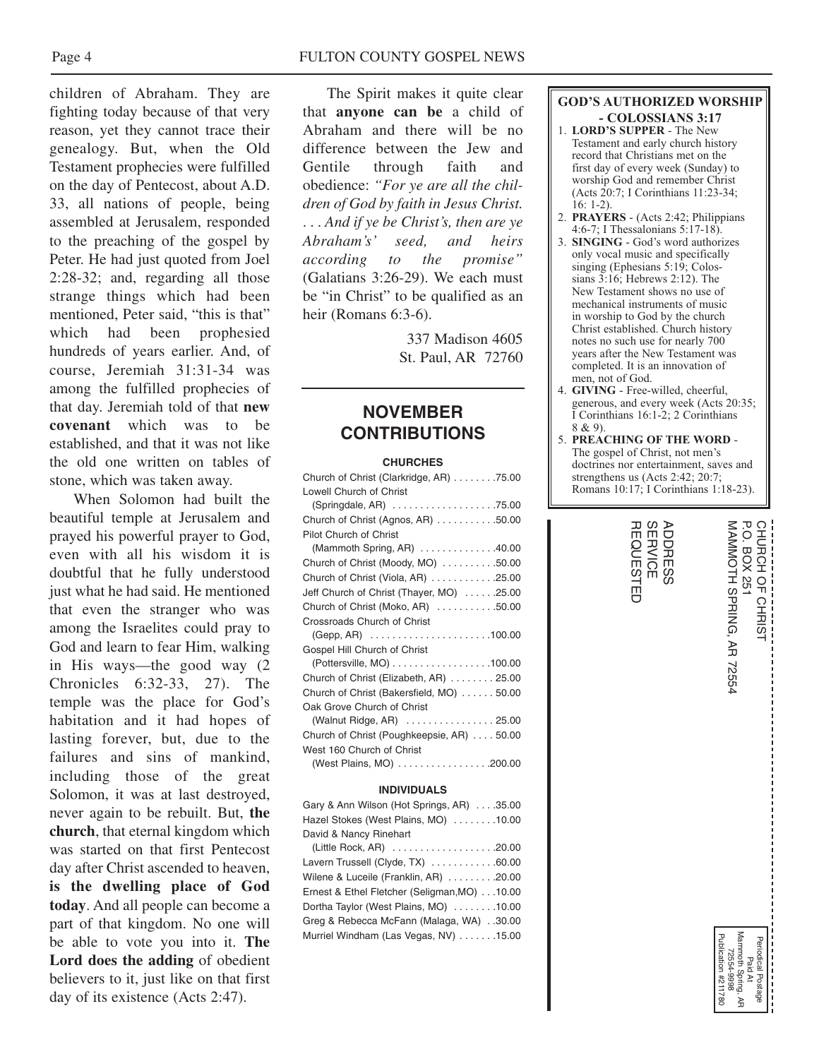children of Abraham. They are fighting today because of that very reason, yet they cannot trace their genealogy. But, when the Old Testament prophecies were fulfilled on the day of Pentecost, about A.D. 33, all nations of people, being assembled at Jerusalem, responded to the preaching of the gospel by Peter. He had just quoted from Joel 2:28-32; and, regarding all those strange things which had been mentioned, Peter said, "this is that" which had been prophesied hundreds of years earlier. And, of course, Jeremiah 31:31-34 was among the fulfilled prophecies of that day. Jeremiah told of that **new covenant** which was to be established, and that it was not like the old one written on tables of stone, which was taken away.

When Solomon had built the beautiful temple at Jerusalem and prayed his powerful prayer to God, even with all his wisdom it is doubtful that he fully understood just what he had said. He mentioned that even the stranger who was among the Israelites could pray to God and learn to fear Him, walking in His ways—the good way (2 Chronicles 6:32-33, 27). The temple was the place for God's habitation and it had hopes of lasting forever, but, due to the failures and sins of mankind, including those of the great Solomon, it was at last destroyed, never again to be rebuilt. But, **the church**, that eternal kingdom which was started on that first Pentecost day after Christ ascended to heaven, **is the dwelling place of God today**. And all people can become a part of that kingdom. No one will be able to vote you into it. **The Lord does the adding** of obedient believers to it, just like on that first day of its existence (Acts 2:47).

The Spirit makes it quite clear that **anyone can be** a child of Abraham and there will be no difference between the Jew and Gentile through faith and obedience: *"For ye are all the children of God by faith in Jesus Christ. . . . And if ye be Christ's, then are ye Abraham's' seed, and heirs according to the promise"* (Galatians 3:26-29). We each must be "in Christ" to be qualified as an heir (Romans 6:3-6).

337 Madison 4605
St. Paul, AR 72760

## NOVEMBER CONTRIBUTIONS

### CHURCHES

| | |
|---|---|
| Church of Christ (Clarkridge, AR) | 75.00 |
| Lowell Church of Christ (Springdale, AR) | 75.00 |
| Church of Christ (Agnos, AR) | 50.00 |
| Pilot Church of Christ (Mammoth Spring, AR) | 40.00 |
| Church of Christ (Moody, MO) | 50.00 |
| Church of Christ (Viola, AR) | 25.00 |
| Jeff Church of Christ (Thayer, MO) | 25.00 |
| Church of Christ (Moko, AR) | 50.00 |
| Crossroads Church of Christ (Gepp, AR) | 100.00 |
| Gospel Hill Church of Christ (Pottersville, MO) | 100.00 |
| Church of Christ (Elizabeth, AR) | 25.00 |
| Church of Christ (Bakersfield, MO) | 50.00 |
| Oak Grove Church of Christ (Walnut Ridge, AR) | 25.00 |
| Church of Christ (Poughkeepsie, AR) | 50.00 |
| West 160 Church of Christ (West Plains, MO) | 200.00 |

### INDIVIDUALS

| | |
|---|---|
| Gary & Ann Wilson (Hot Springs, AR) | 35.00 |
| Hazel Stokes (West Plains, MO) | 10.00 |
| David & Nancy Rinehart (Little Rock, AR) | 20.00 |
| Lavern Trussell (Clyde, TX) | 60.00 |
| Wilene & Luceile (Franklin, AR) | 20.00 |
| Ernest & Ethel Fletcher (Seligman,MO) | 10.00 |
| Dortha Taylor (West Plains, MO) | 10.00 |
| Greg & Rebecca McFann (Malaga, WA) | 30.00 |
| Murriel Windham (Las Vegas, NV) | 15.00 |

### GOD'S AUTHORIZED WORSHIP - COLOSSIANS 3:17

1. **LORD'S SUPPER** - The New Testament and early church history record that Christians met on the first day of every week (Sunday) to worship God and remember Christ (Acts 20:7; I Corinthians 11:23-34; 16: 1-2).
2. **PRAYERS** - (Acts 2:42; Philippians 4:6-7; I Thessalonians 5:17-18).
3. **SINGING** - God's word authorizes only vocal music and specifically singing (Ephesians 5:19; Colossians 3:16; Hebrews 2:12). The New Testament shows no use of mechanical instruments of music in worship to God by the church Christ established. Church history notes no such use for nearly 700 years after the New Testament was completed. It is an innovation of men, not of God.
4. **GIVING** - Free-willed, cheerful, generous, and every week (Acts 20:35; I Corinthians 16:1-2; 2 Corinthians 8 & 9).
5. **PREACHING OF THE WORD** - The gospel of Christ, not men's doctrines nor entertainment, saves and strengthens us (Acts 2:42; 20:7; Romans 10:17; I Corinthians 1:18-23).

CHURCH OF CHRIST
P.O. BOX 251
MAMMOTH SPRING, AR 72554

ADDRESS SERVICE REQUESTED

Periodical Postage Paid At Mammoth Spring, AR 72554-9998 Publication #211780